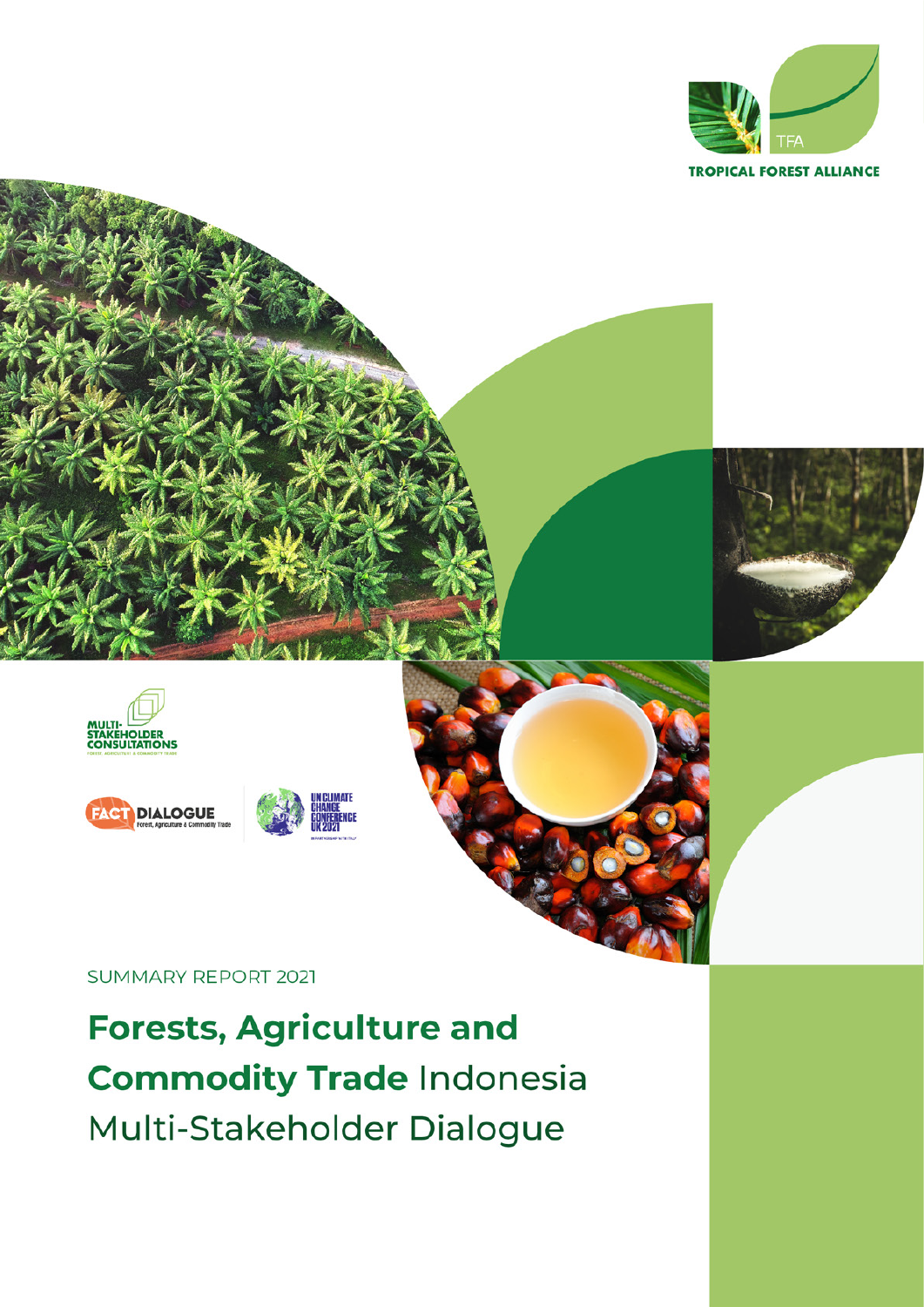TROPICAL FOREST ALLIANCE

MULTI-STAKEHOLDER CONSULTATIONS

FACT DIALOGUE Forest, Agriculture & Commodity Trade

UN CLIMATE CHANGE CONFERENCE UK 2021

SUMMARY REPORT 2021

# **Forests, Agriculture and Commodity Trade** Indonesia Multi-Stakeholder Dialogue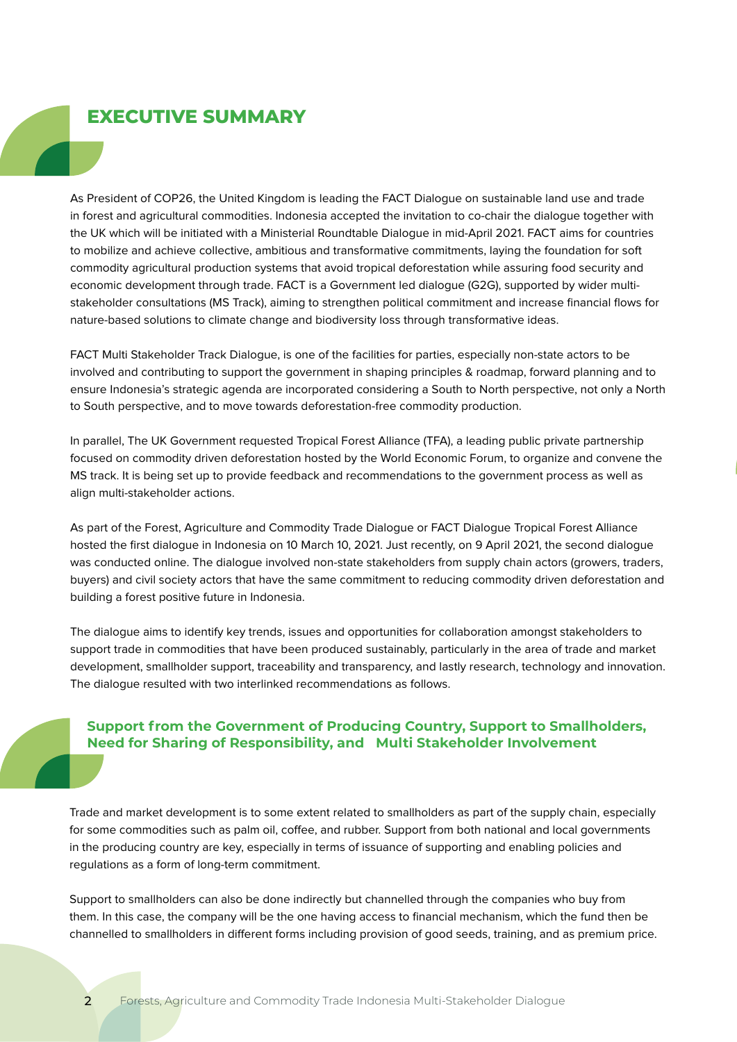# EXECUTIVE SUMMARY

As President of COP26, the United Kingdom is leading the FACT Dialogue on sustainable land use and trade in forest and agricultural commodities. Indonesia accepted the invitation to co-chair the dialogue together with the UK which will be initiated with a Ministerial Roundtable Dialogue in mid-April 2021. FACT aims for countries to mobilize and achieve collective, ambitious and transformative commitments, laying the foundation for soft commodity agricultural production systems that avoid tropical deforestation while assuring food security and economic development through trade. FACT is a Government led dialogue (G2G), supported by wider multi-stakeholder consultations (MS Track), aiming to strengthen political commitment and increase financial flows for nature-based solutions to climate change and biodiversity loss through transformative ideas.

FACT Multi Stakeholder Track Dialogue, is one of the facilities for parties, especially non-state actors to be involved and contributing to support the government in shaping principles & roadmap, forward planning and to ensure Indonesia's strategic agenda are incorporated considering a South to North perspective, not only a North to South perspective, and to move towards deforestation-free commodity production.

In parallel, The UK Government requested Tropical Forest Alliance (TFA), a leading public private partnership focused on commodity driven deforestation hosted by the World Economic Forum, to organize and convene the MS track. It is being set up to provide feedback and recommendations to the government process as well as align multi-stakeholder actions.

As part of the Forest, Agriculture and Commodity Trade Dialogue or FACT Dialogue Tropical Forest Alliance hosted the first dialogue in Indonesia on 10 March 10, 2021. Just recently, on 9 April 2021, the second dialogue was conducted online. The dialogue involved non-state stakeholders from supply chain actors (growers, traders, buyers) and civil society actors that have the same commitment to reducing commodity driven deforestation and building a forest positive future in Indonesia.

The dialogue aims to identify key trends, issues and opportunities for collaboration amongst stakeholders to support trade in commodities that have been produced sustainably, particularly in the area of trade and market development, smallholder support, traceability and transparency, and lastly research, technology and innovation. The dialogue resulted with two interlinked recommendations as follows.

## Support from the Government of Producing Country, Support to Smallholders, Need for Sharing of Responsibility, and Multi Stakeholder Involvement

Trade and market development is to some extent related to smallholders as part of the supply chain, especially for some commodities such as palm oil, coffee, and rubber. Support from both national and local governments in the producing country are key, especially in terms of issuance of supporting and enabling policies and regulations as a form of long-term commitment.

Support to smallholders can also be done indirectly but channelled through the companies who buy from them. In this case, the company will be the one having access to financial mechanism, which the fund then be channelled to smallholders in different forms including provision of good seeds, training, and as premium price.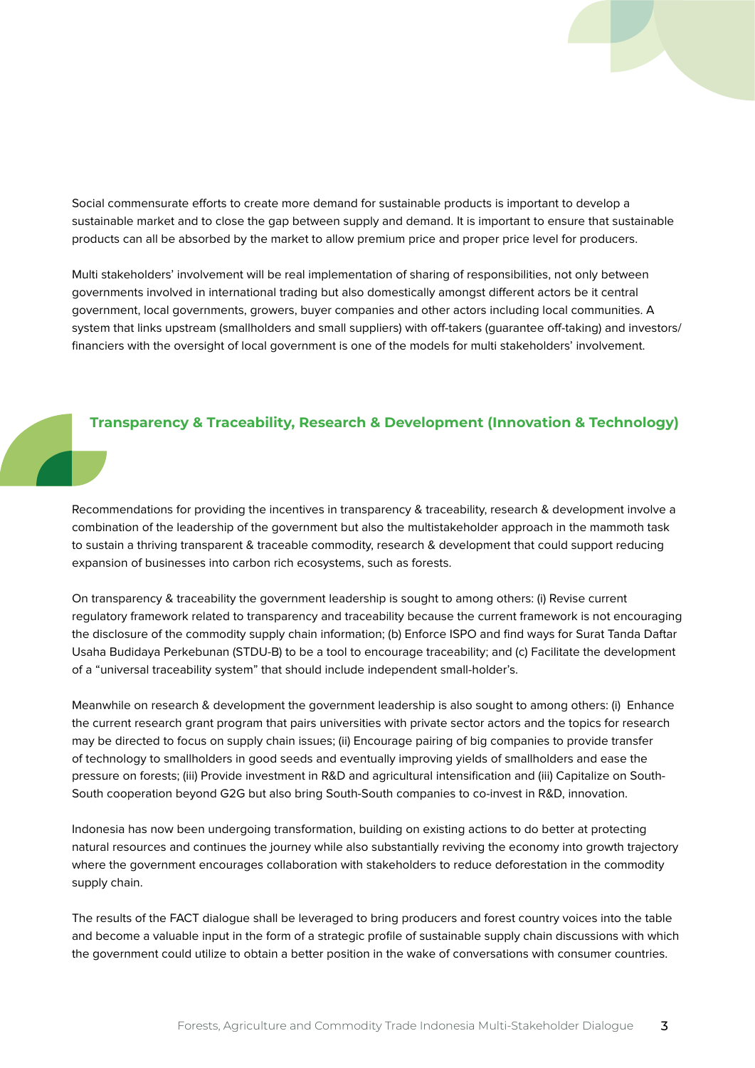Social commensurate efforts to create more demand for sustainable products is important to develop a sustainable market and to close the gap between supply and demand. It is important to ensure that sustainable products can all be absorbed by the market to allow premium price and proper price level for producers.

Multi stakeholders' involvement will be real implementation of sharing of responsibilities, not only between governments involved in international trading but also domestically amongst different actors be it central government, local governments, growers, buyer companies and other actors including local communities. A system that links upstream (smallholders and small suppliers) with off-takers (guarantee off-taking) and investors/financiers with the oversight of local government is one of the models for multi stakeholders' involvement.

## Transparency & Traceability, Research & Development (Innovation & Technology)

Recommendations for providing the incentives in transparency & traceability, research & development involve a combination of the leadership of the government but also the multistakeholder approach in the mammoth task to sustain a thriving transparent & traceable commodity, research & development that could support reducing expansion of businesses into carbon rich ecosystems, such as forests.

On transparency & traceability the government leadership is sought to among others: (i) Revise current regulatory framework related to transparency and traceability because the current framework is not encouraging the disclosure of the commodity supply chain information; (b) Enforce ISPO and find ways for Surat Tanda Daftar Usaha Budidaya Perkebunan (STDU-B) to be a tool to encourage traceability; and (c) Facilitate the development of a "universal traceability system" that should include independent small-holder's.

Meanwhile on research & development the government leadership is also sought to among others: (i) Enhance the current research grant program that pairs universities with private sector actors and the topics for research may be directed to focus on supply chain issues; (ii) Encourage pairing of big companies to provide transfer of technology to smallholders in good seeds and eventually improving yields of smallholders and ease the pressure on forests; (iii) Provide investment in R&D and agricultural intensification and (iii) Capitalize on South-South cooperation beyond G2G but also bring South-South companies to co-invest in R&D, innovation.

Indonesia has now been undergoing transformation, building on existing actions to do better at protecting natural resources and continues the journey while also substantially reviving the economy into growth trajectory where the government encourages collaboration with stakeholders to reduce deforestation in the commodity supply chain.

The results of the FACT dialogue shall be leveraged to bring producers and forest country voices into the table and become a valuable input in the form of a strategic profile of sustainable supply chain discussions with which the government could utilize to obtain a better position in the wake of conversations with consumer countries.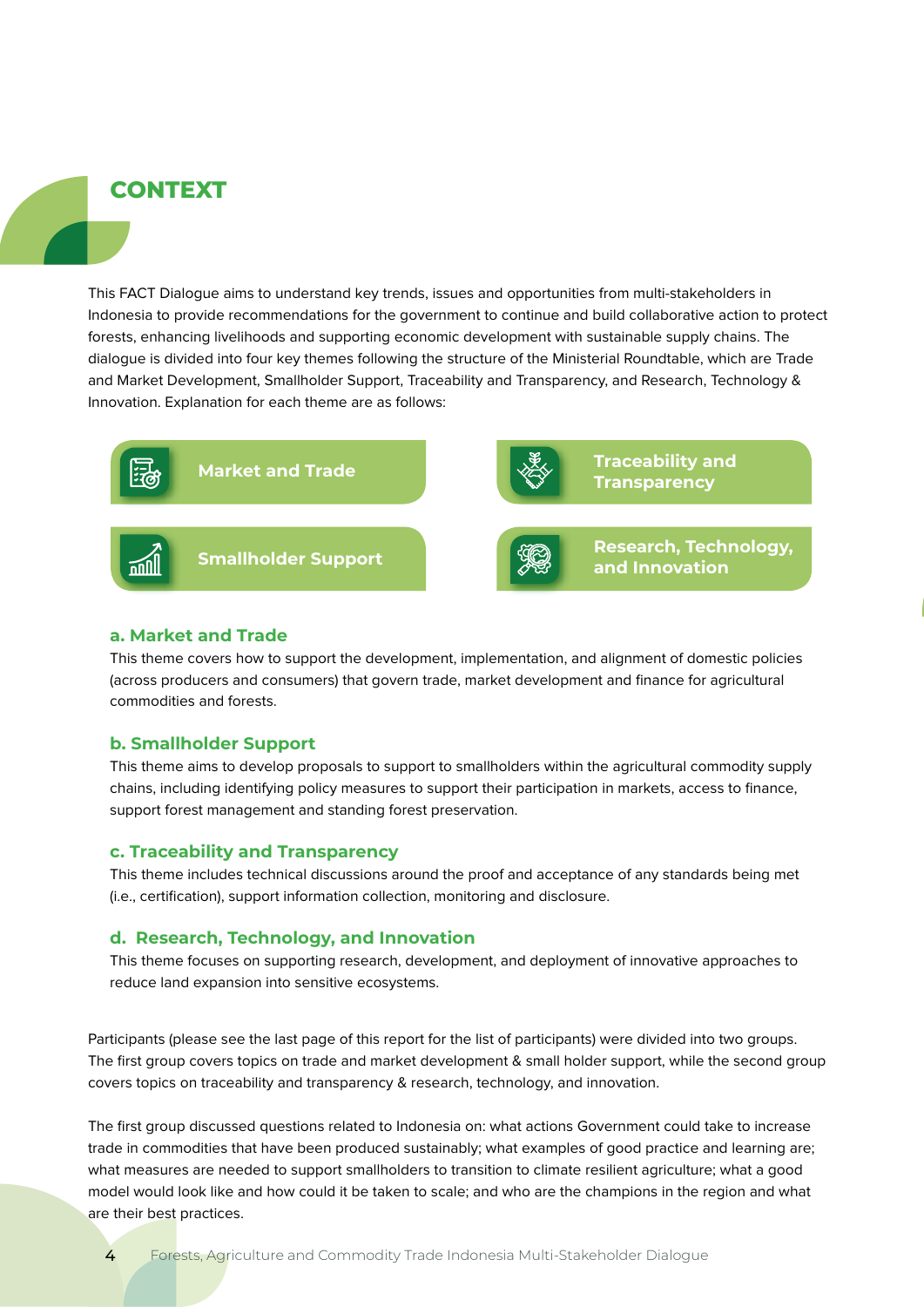# CONTEXT

This FACT Dialogue aims to understand key trends, issues and opportunities from multi-stakeholders in Indonesia to provide recommendations for the government to continue and build collaborative action to protect forests, enhancing livelihoods and supporting economic development with sustainable supply chains. The dialogue is divided into four key themes following the structure of the Ministerial Roundtable, which are Trade and Market Development, Smallholder Support, Traceability and Transparency, and Research, Technology & Innovation. Explanation for each theme are as follows:

- Market and Trade
- Traceability and Transparency
- Smallholder Support
- Research, Technology, and Innovation

### a. Market and Trade

This theme covers how to support the development, implementation, and alignment of domestic policies (across producers and consumers) that govern trade, market development and finance for agricultural commodities and forests.

### b. Smallholder Support

This theme aims to develop proposals to support to smallholders within the agricultural commodity supply chains, including identifying policy measures to support their participation in markets, access to finance, support forest management and standing forest preservation.

### c. Traceability and Transparency

This theme includes technical discussions around the proof and acceptance of any standards being met (i.e., certification), support information collection, monitoring and disclosure.

### d. Research, Technology, and Innovation

This theme focuses on supporting research, development, and deployment of innovative approaches to reduce land expansion into sensitive ecosystems.

Participants (please see the last page of this report for the list of participants) were divided into two groups. The first group covers topics on trade and market development & small holder support, while the second group covers topics on traceability and transparency & research, technology, and innovation.

The first group discussed questions related to Indonesia on: what actions Government could take to increase trade in commodities that have been produced sustainably; what examples of good practice and learning are; what measures are needed to support smallholders to transition to climate resilient agriculture; what a good model would look like and how could it be taken to scale; and who are the champions in the region and what are their best practices.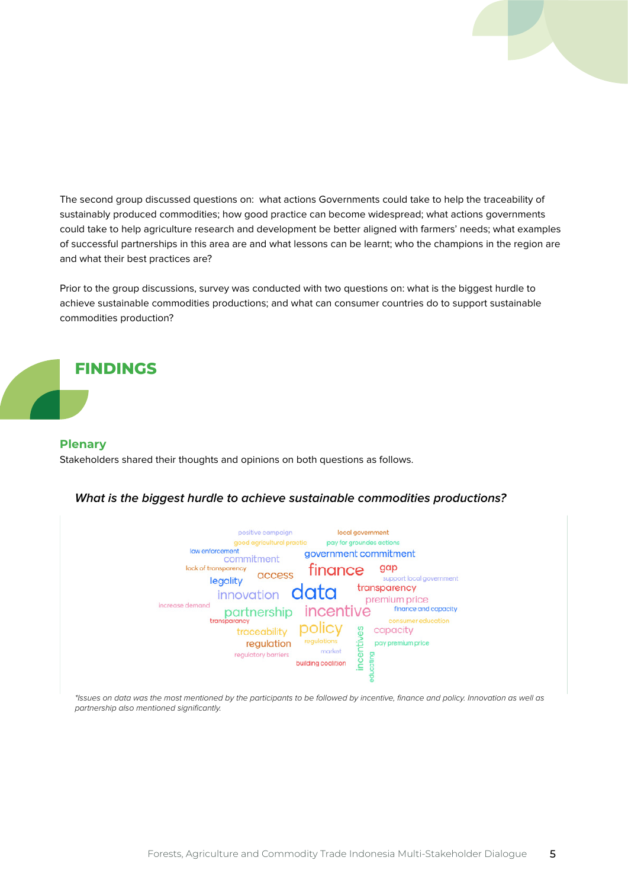The second group discussed questions on: what actions Governments could take to help the traceability of sustainably produced commodities; how good practice can become widespread; what actions governments could take to help agriculture research and development be better aligned with farmers' needs; what examples of successful partnerships in this area are and what lessons can be learnt; who the champions in the region are and what their best practices are?

Prior to the group discussions, survey was conducted with two questions on: what is the biggest hurdle to achieve sustainable commodities productions; and what can consumer countries do to support sustainable commodities production?

# FINDINGS

## Plenary

Stakeholders shared their thoughts and opinions on both questions as follows.

### *What is the biggest hurdle to achieve sustainable commodities productions?*

*\*Issues on data was the most mentioned by the participants to be followed by incentive, finance and policy. Innovation as well as partnership also mentioned significantly.*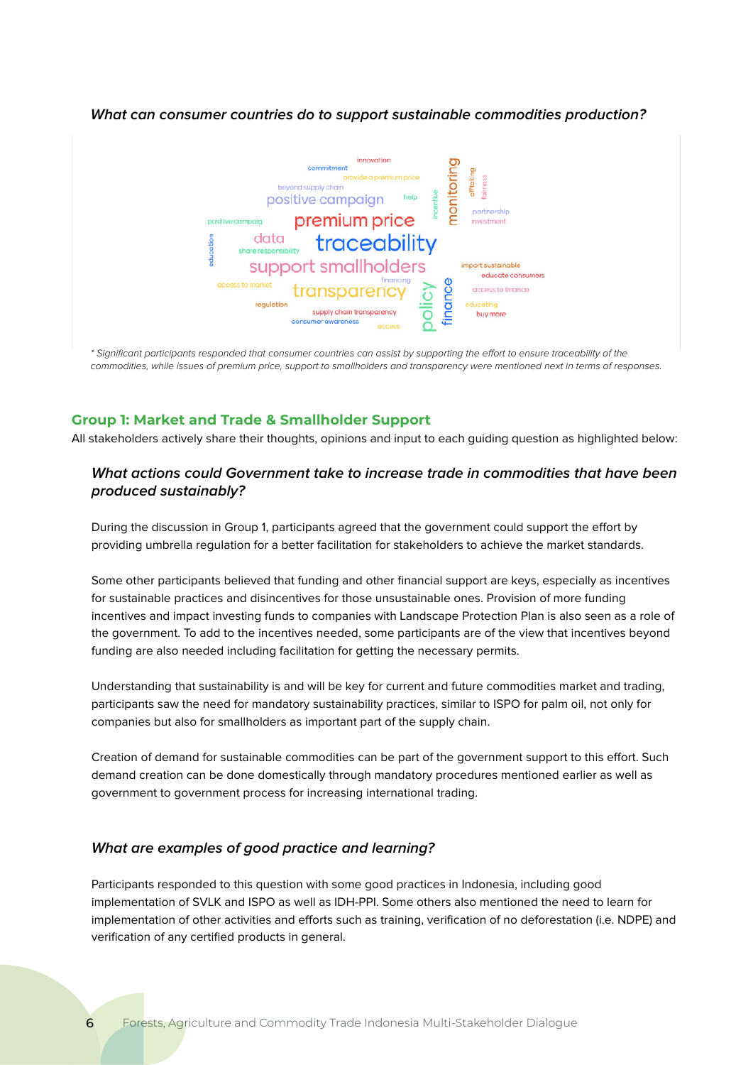*What can consumer countries do to support sustainable commodities production?*

*\* Significant participants responded that consumer countries can assist by supporting the effort to ensure traceability of the commodities, while issues of premium price, support to smallholders and transparency were mentioned next in terms of responses.*

## Group 1: Market and Trade & Smallholder Support

All stakeholders actively share their thoughts, opinions and input to each guiding question as highlighted below:

### *What actions could Government take to increase trade in commodities that have been produced sustainably?*

During the discussion in Group 1, participants agreed that the government could support the effort by providing umbrella regulation for a better facilitation for stakeholders to achieve the market standards.

Some other participants believed that funding and other financial support are keys, especially as incentives for sustainable practices and disincentives for those unsustainable ones. Provision of more funding incentives and impact investing funds to companies with Landscape Protection Plan is also seen as a role of the government. To add to the incentives needed, some participants are of the view that incentives beyond funding are also needed including facilitation for getting the necessary permits.

Understanding that sustainability is and will be key for current and future commodities market and trading, participants saw the need for mandatory sustainability practices, similar to ISPO for palm oil, not only for companies but also for smallholders as important part of the supply chain.

Creation of demand for sustainable commodities can be part of the government support to this effort. Such demand creation can be done domestically through mandatory procedures mentioned earlier as well as government to government process for increasing international trading.

### *What are examples of good practice and learning?*

Participants responded to this question with some good practices in Indonesia, including good implementation of SVLK and ISPO as well as IDH-PPI. Some others also mentioned the need to learn for implementation of other activities and efforts such as training, verification of no deforestation (i.e. NDPE) and verification of any certified products in general.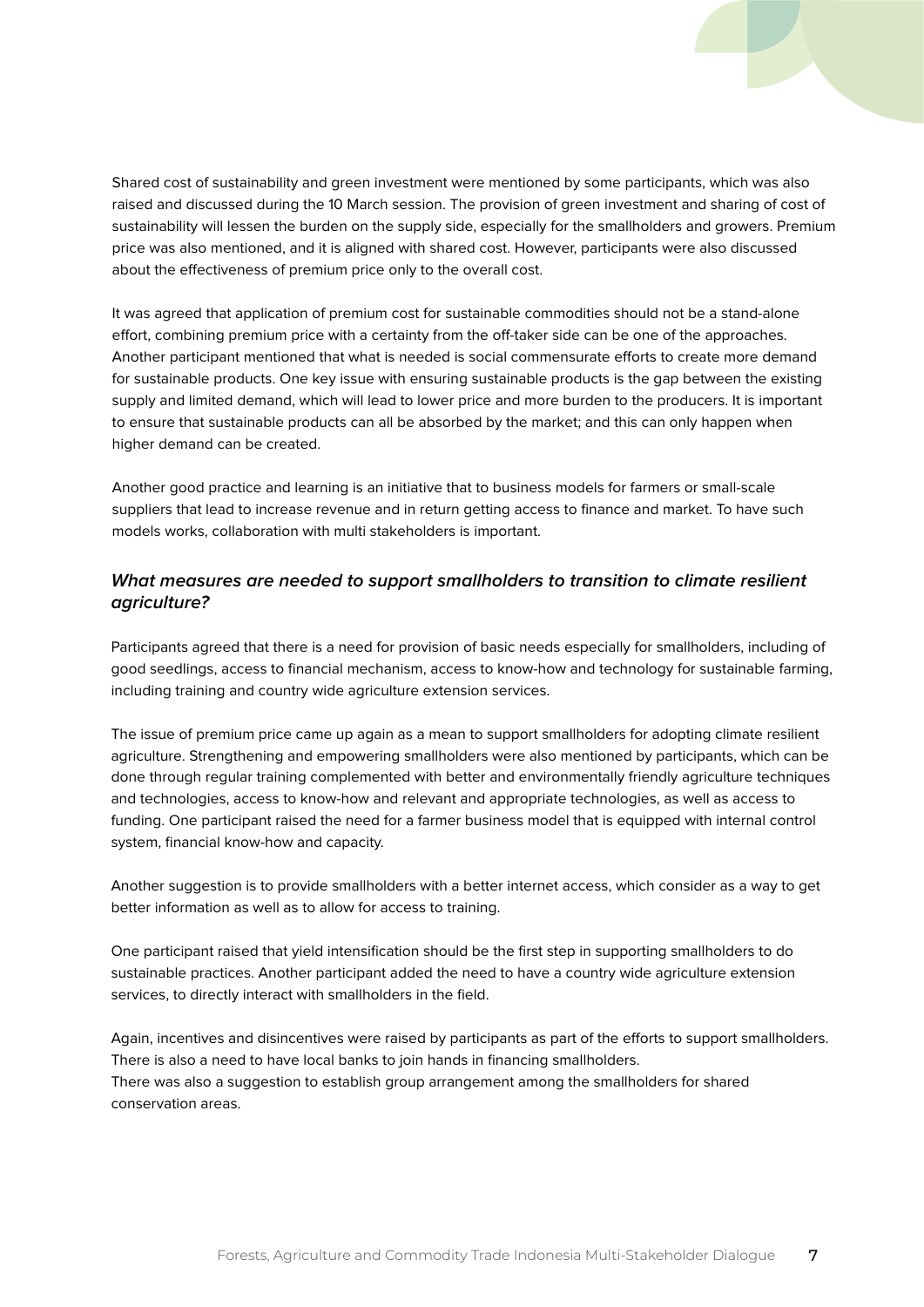Shared cost of sustainability and green investment were mentioned by some participants, which was also raised and discussed during the 10 March session. The provision of green investment and sharing of cost of sustainability will lessen the burden on the supply side, especially for the smallholders and growers. Premium price was also mentioned, and it is aligned with shared cost. However, participants were also discussed about the effectiveness of premium price only to the overall cost.

It was agreed that application of premium cost for sustainable commodities should not be a stand-alone effort, combining premium price with a certainty from the off-taker side can be one of the approaches. Another participant mentioned that what is needed is social commensurate efforts to create more demand for sustainable products. One key issue with ensuring sustainable products is the gap between the existing supply and limited demand, which will lead to lower price and more burden to the producers. It is important to ensure that sustainable products can all be absorbed by the market; and this can only happen when higher demand can be created.

Another good practice and learning is an initiative that to business models for farmers or small-scale suppliers that lead to increase revenue and in return getting access to finance and market. To have such models works, collaboration with multi stakeholders is important.

### *What measures are needed to support smallholders to transition to climate resilient agriculture?*

Participants agreed that there is a need for provision of basic needs especially for smallholders, including of good seedlings, access to financial mechanism, access to know-how and technology for sustainable farming, including training and country wide agriculture extension services.

The issue of premium price came up again as a mean to support smallholders for adopting climate resilient agriculture. Strengthening and empowering smallholders were also mentioned by participants, which can be done through regular training complemented with better and environmentally friendly agriculture techniques and technologies, access to know-how and relevant and appropriate technologies, as well as access to funding. One participant raised the need for a farmer business model that is equipped with internal control system, financial know-how and capacity.

Another suggestion is to provide smallholders with a better internet access, which consider as a way to get better information as well as to allow for access to training.

One participant raised that yield intensification should be the first step in supporting smallholders to do sustainable practices. Another participant added the need to have a country wide agriculture extension services, to directly interact with smallholders in the field.

Again, incentives and disincentives were raised by participants as part of the efforts to support smallholders. There is also a need to have local banks to join hands in financing smallholders.
There was also a suggestion to establish group arrangement among the smallholders for shared conservation areas.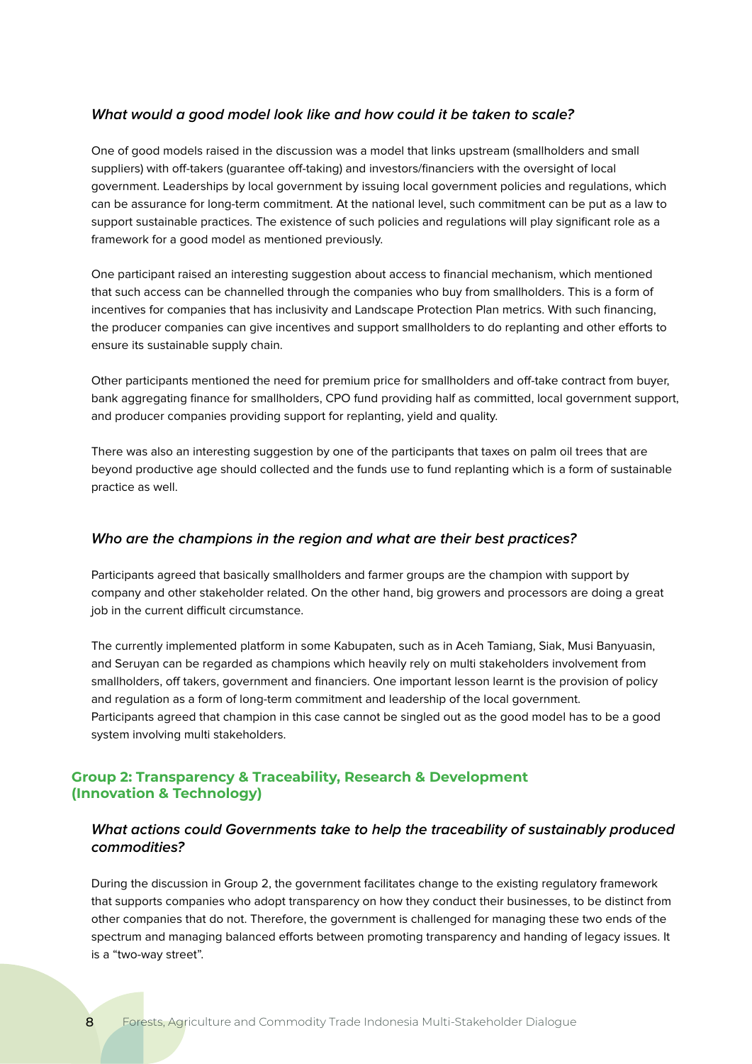### *What would a good model look like and how could it be taken to scale?*

One of good models raised in the discussion was a model that links upstream (smallholders and small suppliers) with off-takers (guarantee off-taking) and investors/financiers with the oversight of local government. Leaderships by local government by issuing local government policies and regulations, which can be assurance for long-term commitment. At the national level, such commitment can be put as a law to support sustainable practices. The existence of such policies and regulations will play significant role as a framework for a good model as mentioned previously.

One participant raised an interesting suggestion about access to financial mechanism, which mentioned that such access can be channelled through the companies who buy from smallholders. This is a form of incentives for companies that has inclusivity and Landscape Protection Plan metrics. With such financing, the producer companies can give incentives and support smallholders to do replanting and other efforts to ensure its sustainable supply chain.

Other participants mentioned the need for premium price for smallholders and off-take contract from buyer, bank aggregating finance for smallholders, CPO fund providing half as committed, local government support, and producer companies providing support for replanting, yield and quality.

There was also an interesting suggestion by one of the participants that taxes on palm oil trees that are beyond productive age should collected and the funds use to fund replanting which is a form of sustainable practice as well.

### *Who are the champions in the region and what are their best practices?*

Participants agreed that basically smallholders and farmer groups are the champion with support by company and other stakeholder related. On the other hand, big growers and processors are doing a great job in the current difficult circumstance.

The currently implemented platform in some Kabupaten, such as in Aceh Tamiang, Siak, Musi Banyuasin, and Seruyan can be regarded as champions which heavily rely on multi stakeholders involvement from smallholders, off takers, government and financiers. One important lesson learnt is the provision of policy and regulation as a form of long-term commitment and leadership of the local government.
Participants agreed that champion in this case cannot be singled out as the good model has to be a good system involving multi stakeholders.

## Group 2: Transparency & Traceability, Research & Development (Innovation & Technology)

### *What actions could Governments take to help the traceability of sustainably produced commodities?*

During the discussion in Group 2, the government facilitates change to the existing regulatory framework that supports companies who adopt transparency on how they conduct their businesses, to be distinct from other companies that do not. Therefore, the government is challenged for managing these two ends of the spectrum and managing balanced efforts between promoting transparency and handing of legacy issues. It is a "two-way street".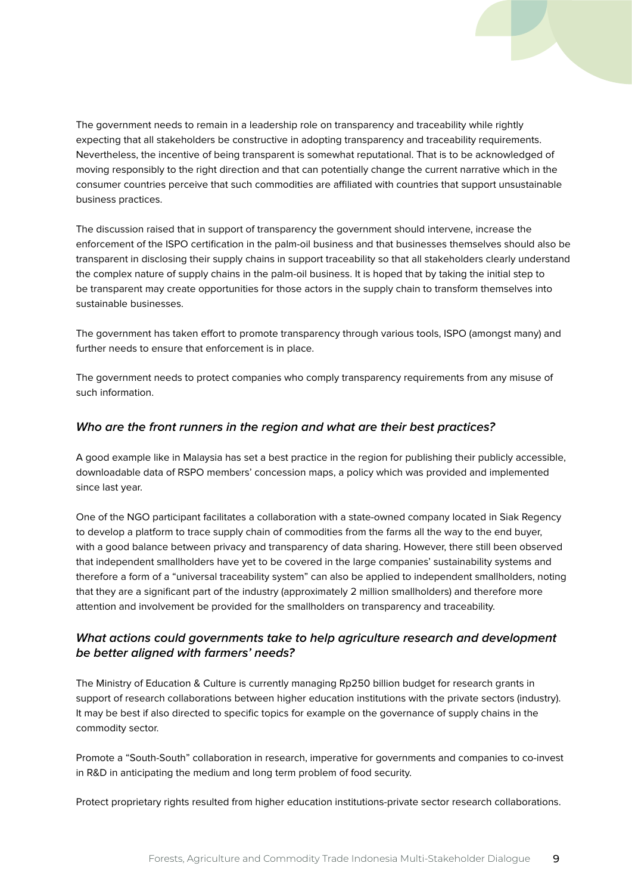The government needs to remain in a leadership role on transparency and traceability while rightly expecting that all stakeholders be constructive in adopting transparency and traceability requirements. Nevertheless, the incentive of being transparent is somewhat reputational. That is to be acknowledged of moving responsibly to the right direction and that can potentially change the current narrative which in the consumer countries perceive that such commodities are affiliated with countries that support unsustainable business practices.

The discussion raised that in support of transparency the government should intervene, increase the enforcement of the ISPO certification in the palm-oil business and that businesses themselves should also be transparent in disclosing their supply chains in support traceability so that all stakeholders clearly understand the complex nature of supply chains in the palm-oil business. It is hoped that by taking the initial step to be transparent may create opportunities for those actors in the supply chain to transform themselves into sustainable businesses.

The government has taken effort to promote transparency through various tools, ISPO (amongst many) and further needs to ensure that enforcement is in place.

The government needs to protect companies who comply transparency requirements from any misuse of such information.

### *Who are the front runners in the region and what are their best practices?*

A good example like in Malaysia has set a best practice in the region for publishing their publicly accessible, downloadable data of RSPO members' concession maps, a policy which was provided and implemented since last year.

One of the NGO participant facilitates a collaboration with a state-owned company located in Siak Regency to develop a platform to trace supply chain of commodities from the farms all the way to the end buyer, with a good balance between privacy and transparency of data sharing. However, there still been observed that independent smallholders have yet to be covered in the large companies' sustainability systems and therefore a form of a "universal traceability system" can also be applied to independent smallholders, noting that they are a significant part of the industry (approximately 2 million smallholders) and therefore more attention and involvement be provided for the smallholders on transparency and traceability.

### *What actions could governments take to help agriculture research and development be better aligned with farmers' needs?*

The Ministry of Education & Culture is currently managing Rp250 billion budget for research grants in support of research collaborations between higher education institutions with the private sectors (industry). It may be best if also directed to specific topics for example on the governance of supply chains in the commodity sector.

Promote a "South-South" collaboration in research, imperative for governments and companies to co-invest in R&D in anticipating the medium and long term problem of food security.

Protect proprietary rights resulted from higher education institutions-private sector research collaborations.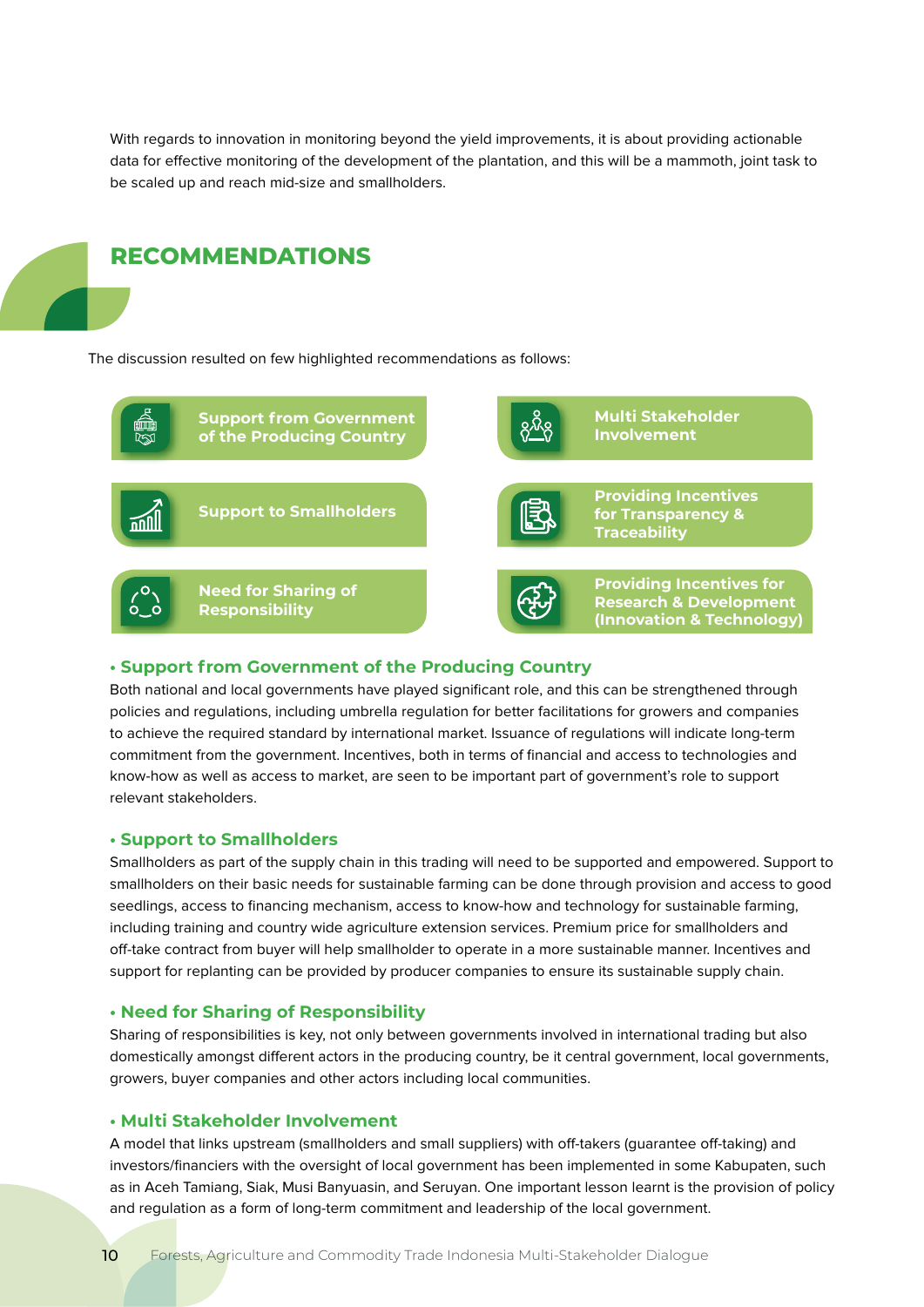With regards to innovation in monitoring beyond the yield improvements, it is about providing actionable data for effective monitoring of the development of the plantation, and this will be a mammoth, joint task to be scaled up and reach mid-size and smallholders.

## RECOMMENDATIONS

The discussion resulted on few highlighted recommendations as follows:

- Support from Government of the Producing Country
- Multi Stakeholder Involvement
- Support to Smallholders
- Providing Incentives for Transparency & Traceability
- Need for Sharing of Responsibility
- Providing Incentives for Research & Development (Innovation & Technology)

### • Support from Government of the Producing Country

Both national and local governments have played significant role, and this can be strengthened through policies and regulations, including umbrella regulation for better facilitations for growers and companies to achieve the required standard by international market. Issuance of regulations will indicate long-term commitment from the government. Incentives, both in terms of financial and access to technologies and know-how as well as access to market, are seen to be important part of government's role to support relevant stakeholders.

### • Support to Smallholders

Smallholders as part of the supply chain in this trading will need to be supported and empowered. Support to smallholders on their basic needs for sustainable farming can be done through provision and access to good seedlings, access to financing mechanism, access to know-how and technology for sustainable farming, including training and country wide agriculture extension services. Premium price for smallholders and off-take contract from buyer will help smallholder to operate in a more sustainable manner. Incentives and support for replanting can be provided by producer companies to ensure its sustainable supply chain.

### • Need for Sharing of Responsibility

Sharing of responsibilities is key, not only between governments involved in international trading but also domestically amongst different actors in the producing country, be it central government, local governments, growers, buyer companies and other actors including local communities.

### • Multi Stakeholder Involvement

A model that links upstream (smallholders and small suppliers) with off-takers (guarantee off-taking) and investors/financiers with the oversight of local government has been implemented in some Kabupaten, such as in Aceh Tamiang, Siak, Musi Banyuasin, and Seruyan. One important lesson learnt is the provision of policy and regulation as a form of long-term commitment and leadership of the local government.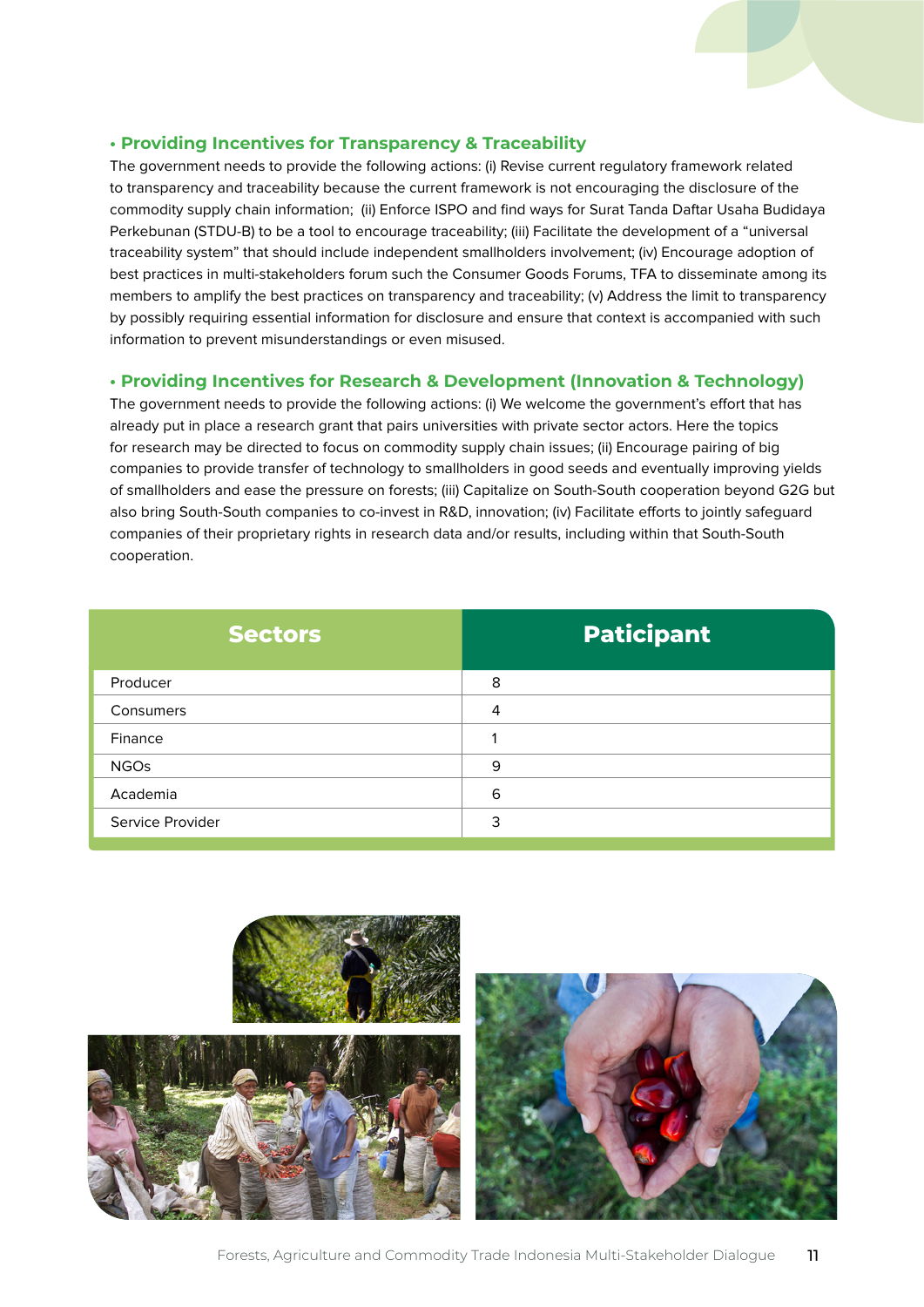- **Providing Incentives for Transparency & Traceability**

The government needs to provide the following actions: (i) Revise current regulatory framework related to transparency and traceability because the current framework is not encouraging the disclosure of the commodity supply chain information; (ii) Enforce ISPO and find ways for Surat Tanda Daftar Usaha Budidaya Perkebunan (STDU-B) to be a tool to encourage traceability; (iii) Facilitate the development of a "universal traceability system" that should include independent smallholders involvement; (iv) Encourage adoption of best practices in multi-stakeholders forum such the Consumer Goods Forums, TFA to disseminate among its members to amplify the best practices on transparency and traceability; (v) Address the limit to transparency by possibly requiring essential information for disclosure and ensure that context is accompanied with such information to prevent misunderstandings or even misused.

- **Providing Incentives for Research & Development (Innovation & Technology)**

The government needs to provide the following actions: (i) We welcome the government's effort that has already put in place a research grant that pairs universities with private sector actors. Here the topics for research may be directed to focus on commodity supply chain issues; (ii) Encourage pairing of big companies to provide transfer of technology to smallholders in good seeds and eventually improving yields of smallholders and ease the pressure on forests; (iii) Capitalize on South-South cooperation beyond G2G but also bring South-South companies to co-invest in R&D, innovation; (iv) Facilitate efforts to jointly safeguard companies of their proprietary rights in research data and/or results, including within that South-South cooperation.

| Sectors | Paticipant |
|---|---|
| Producer | 8 |
| Consumers | 4 |
| Finance | 1 |
| NGOs | 9 |
| Academia | 6 |
| Service Provider | 3 |